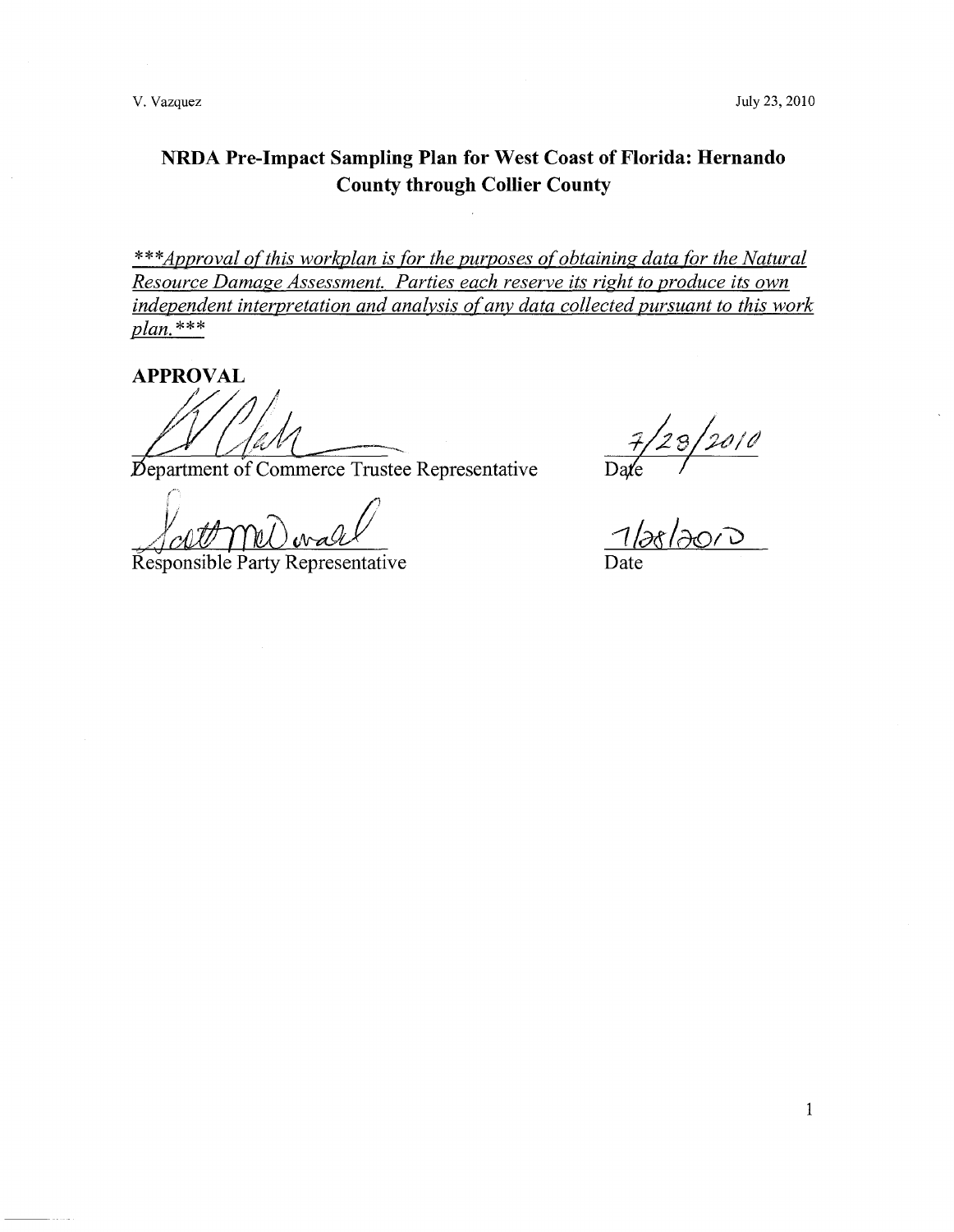# NRDA Pre-Impact Sampling Plan for West Coast of Florida: Hernando County through Collier County

***<u>*Approval of this workplan is for the purposes of obtaining data for the Natural Resource Damage Assessment. Parties each reserve its right to produce its own independent interpretation and analysis of any data collected pursuant to this work plan.*</u>***

**APPROVAL**

Department of Commerce Trustee Representative — Date: 7/28/2010

Responsible Party Representative — Date: 7/28/2010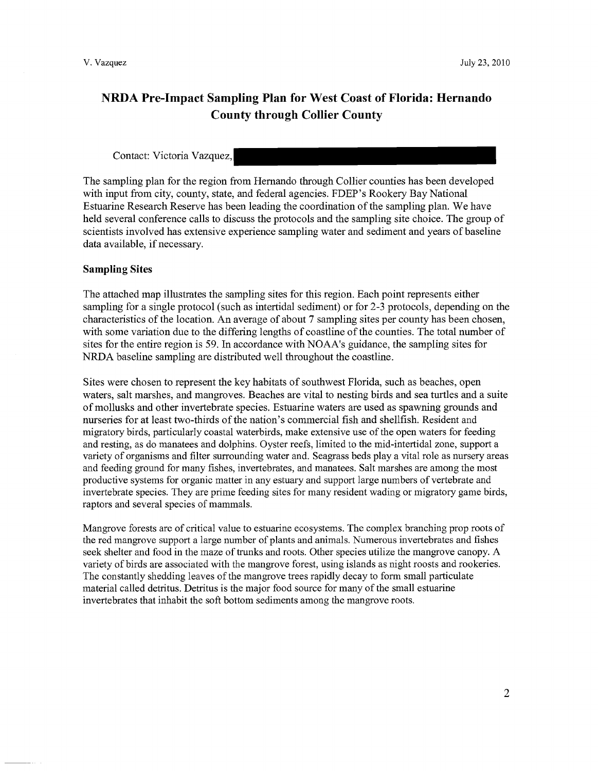# NRDA Pre-Impact Sampling Plan for West Coast of Florida: Hernando County through Collier County

Contact: Victoria Vazquez,

The sampling plan for the region from Hernando through Collier counties has been developed with input from city, county, state, and federal agencies. FDEP's Rookery Bay National Estuarine Research Reserve has been leading the coordination of the sampling plan. We have held several conference calls to discuss the protocols and the sampling site choice. The group of scientists involved has extensive experience sampling water and sediment and years of baseline data available, if necessary.

## Sampling Sites

The attached map illustrates the sampling sites for this region. Each point represents either sampling for a single protocol (such as intertidal sediment) or for 2-3 protocols, depending on the characteristics of the location. An average of about 7 sampling sites per county has been chosen, with some variation due to the differing lengths of coastline of the counties. The total number of sites for the entire region is 59. In accordance with NOAA's guidance, the sampling sites for NRDA baseline sampling are distributed well throughout the coastline.

Sites were chosen to represent the key habitats of southwest Florida, such as beaches, open waters, salt marshes, and mangroves. Beaches are vital to nesting birds and sea turtles and a suite of mollusks and other invertebrate species. Estuarine waters are used as spawning grounds and nurseries for at least two-thirds of the nation's commercial fish and shellfish. Resident and migratory birds, particularly coastal waterbirds, make extensive use of the open waters for feeding and resting, as do manatees and dolphins. Oyster reefs, limited to the mid-intertidal zone, support a variety of organisms and filter surrounding water and. Seagrass beds play a vital role as nursery areas and feeding ground for many fishes, invertebrates, and manatees. Salt marshes are among the most productive systems for organic matter in any estuary and support large numbers of vertebrate and invertebrate species. They are prime feeding sites for many resident wading or migratory game birds, raptors and several species of mammals.

Mangrove forests are of critical value to estuarine ecosystems. The complex branching prop roots of the red mangrove support a large number of plants and animals. Numerous invertebrates and fishes seek shelter and food in the maze of trunks and roots. Other species utilize the mangrove canopy. A variety of birds are associated with the mangrove forest, using islands as night roosts and rookeries. The constantly shedding leaves of the mangrove trees rapidly decay to form small particulate material called detritus. Detritus is the major food source for many of the small estuarine invertebrates that inhabit the soft bottom sediments among the mangrove roots.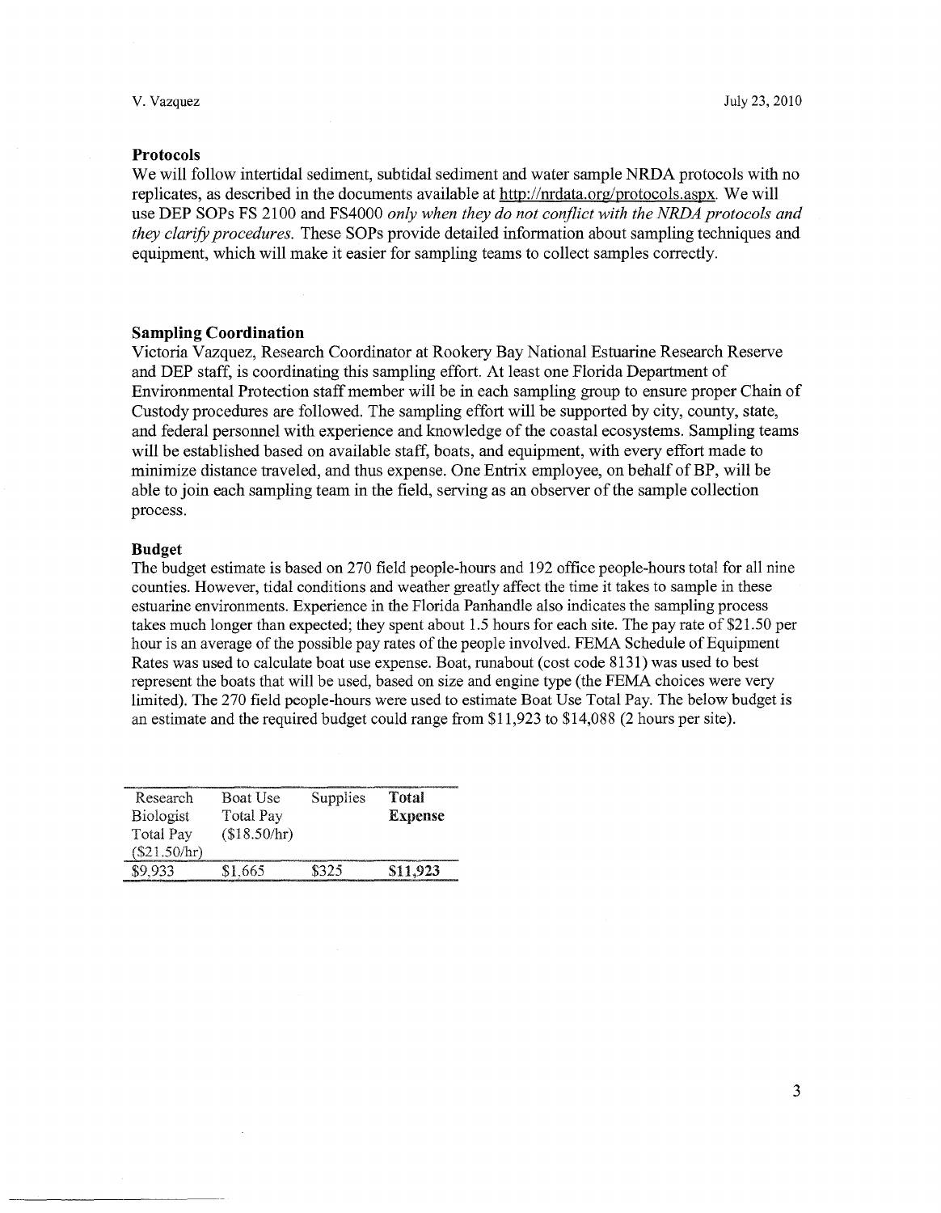### Protocols

We will follow intertidal sediment, subtidal sediment and water sample NRDA protocols with no replicates, as described in the documents available at http://nrdata.org/protocols.aspx. We will use DEP SOPs FS 2100 and FS4000 *only when they do not conflict with the NRDA protocols and they clarify procedures.* These SOPs provide detailed information about sampling techniques and equipment, which will make it easier for sampling teams to collect samples correctly.

### Sampling Coordination

Victoria Vazquez, Research Coordinator at Rookery Bay National Estuarine Research Reserve and DEP staff, is coordinating this sampling effort. At least one Florida Department of Environmental Protection staff member will be in each sampling group to ensure proper Chain of Custody procedures are followed. The sampling effort will be supported by city, county, state, and federal personnel with experience and knowledge of the coastal ecosystems. Sampling teams will be established based on available staff, boats, and equipment, with every effort made to minimize distance traveled, and thus expense. One Entrix employee, on behalf of BP, will be able to join each sampling team in the field, serving as an observer of the sample collection process.

### Budget

The budget estimate is based on 270 field people-hours and 192 office people-hours total for all nine counties. However, tidal conditions and weather greatly affect the time it takes to sample in these estuarine environments. Experience in the Florida Panhandle also indicates the sampling process takes much longer than expected; they spent about 1.5 hours for each site. The pay rate of $21.50 per hour is an average of the possible pay rates of the people involved. FEMA Schedule of Equipment Rates was used to calculate boat use expense. Boat, runabout (cost code 8131) was used to best represent the boats that will be used, based on size and engine type (the FEMA choices were very limited). The 270 field people-hours were used to estimate Boat Use Total Pay. The below budget is an estimate and the required budget could range from $11,923 to $14,088 (2 hours per site).

| Research Biologist Total Pay ($21.50/hr) | Boat Use Total Pay ($18.50/hr) | Supplies | **Total Expense** |
|---|---|---|---|
| $9,933 | $1,665 | $325 | **$11,923** |